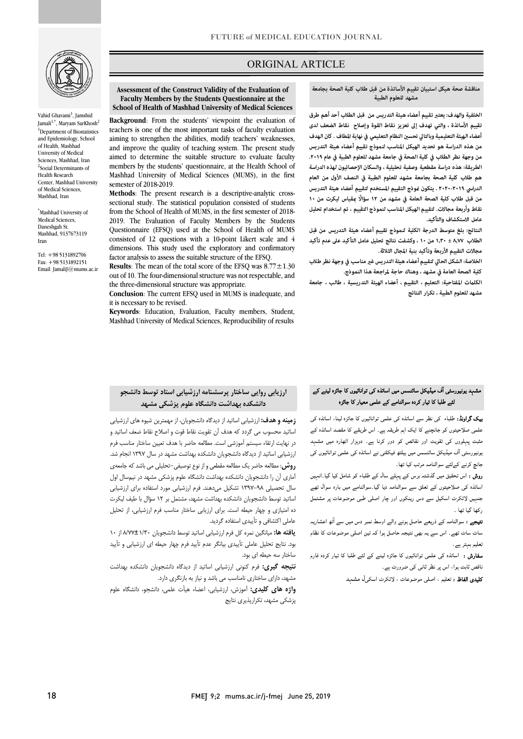ORIGINAL ARTICLE

Vahid Ghavami[1], Jamshid Jamali[1,*], Maryam SarKhosh[2]

[1]Department of Biostatistics and Epidemiology, School of Health, Mashhad University of Medical Sciences, Mashhad, Iran
[2]Social Determinants of Health Research Center, Mashhad University of Medical Sciences, Mashhad, Iran

*Mashhad University of Medical Sciences, Daneshgah St. Mashhad, 9137673119 Iran

Tel: +98 5131892706
Fax: +98 5131892151
Email: JamaliJ@mums.ac.ir

## Assessment of the Construct Validity of the Evaluation of Faculty Members by the Students Questionnaire at the School of Health of Mashhad University of Medical Sciences

**Background**: From the students' viewpoint the evaluation of teachers is one of the most important tasks of faculty evaluation aiming to strengthen the abilities, modify teachers' weaknesses, and improve the quality of teaching system. The present study aimed to determine the suitable structure to evaluate faculty members by the students' questionnaire, at the Health School of Mashhad University of Medical Sciences (MUMS), in the first semester of 2018-2019.

**Methods**: The present research is a descriptive-analytic cross-sectional study. The statistical population consisted of students from the School of Health of MUMS, in the first semester of 2018-2019. The Evaluation of Faculty Members by the Students Questionnaire (EFSQ) used at the School of Health of MUMS consisted of 12 questions with a 10-point Likert scale and 4 dimensions. This study used the exploratory and confirmatory factor analysis to assess the suitable structure of the EFSQ.

**Results**: The mean of the total score of the EFSQ was 8.77±1.30 out of 10. The four-dimensional structure was not respectable, and the three-dimensional structure was appropriate.

**Conclusion**: The current EFSQ used in MUMS is inadequate, and it is necessary to be revised.

**Keywords**: Education, Evaluation, Faculty members, Student, Mashhad University of Medical Sciences, Reproducibility of results

## مناقشة صحة هيكل استبيان تقييم الأساتذة من قبل طلاب كلية الصحة بجامعة مشهد للعلوم الطبية

**الخلفية والهدف:** يعتبر تقييم أعضاء هيئة التدريس من قبل الطلاب أحد أهم طرق تقييم الأساتذة ، والتي تهدف إلى تعزيز نقاط القوة وإصلاح نقاط الضعف لدى أعضاء الهيئة التعليمية وبالتالي تحسين النظام التعليمي في نهاية المطاف . كان الهدف من هذه الدراسة هو تحديد الهيكل المناسب لنموذج تقييم أعضاء هيئة التدريس من وجهة نظر الطلاب في كلية الصحة في جامعة مشهد للعلوم الطبية في عام ٢٠١٩.

**الطريقة:** هذه دراسة مقطعية وصفية تحليلية ، والسكان الإحصائيون لهذه الدراسة هم طلاب كلية الصحة بجامعة مشهد للعلوم الطبية في النصف الأول من العام الدراسي ٢٠١٩-٢٠٢٠ . يتكون نموذج التقييم المستخدم لتقييم أعضاء هيئة التدريس من قبل طلاب كلية الصحة العامة في مشهد من ١٢ سؤالًا بمقياس ليكرت من ١٠ نقاط وأربعة مجالات. لتقييم الهيكل المناسب لنموذج التقييم ، تم استخدام تحليل عامل الاستكشاف والتأكيد.

**النتائج:** بلغ متوسط الدرجة الكلية لنموذج تقييم أعضاء هيئة التدريس من قبل الطلاب ٨،٧٧ ± ١،٣٠ من ١٠ ، وكشفت نتائج تحليل عامل التأكيد على عدم تأكيد مجالات التقييم الأربعة وتأكيد بنية المجال الثلاثة.

**الخلاصة:** الشكل الحالي لتقييم أعضاء هيئة التدريس غير مناسب في وجهة نظر طلاب كلية الصحة العامة في مشهد ، وهناك حاجة لمراجعة هذا النموذج.

**الكلمات المفتاحية:** التعليم ، التقييم ، أعضاء الهيئة التدريسية ، طالب ، جامعة مشهد للعلوم الطبية ، تكرار النتائج

## ارزیابی روایی ساختار پرسشنامه ارزشیابی استاد توسط دانشجو دانشکده بهداشت دانشگاه علوم پزشکی مشهد

**زمینه و هدف:** ارزشیابی اساتید از دیدگاه دانشجویان، از مهمترین شیوه های ارزشیابی اساتید محسوب می گردد که هدف آن تقویت نقاط قوت و اصلاح نقاط ضعف اساتید و در نهایت ارتقاء سیستم آموزشی است. مطالعه حاضر با هدف تعیین ساختار مناسب فرم ارزشیابی اساتید از دیدگاه دانشجویان دانشکده بهداشت مشهد در سال ۱۳۹۷ انجام شد.

**روش:** مطالعه حاضر یک مطالعه مقطعی و از نوع توصیفی-تحلیلی می باشد که جامعه‌ی آماری آن را دانشجویان دانشکده بهداشت دانشگاه علوم پزشکی مشهد در نیمسال اول سال تحصیلی ۹۸-۱۳۹۷ تشکیل می‌دهند. فرم ارزشیابی مورد استفاده برای ارزشیابی اساتید توسط دانشجویان دانشکده بهداشت مشهد، مشتمل بر ۱۲ سؤال با طیف لیکرت ده امتیازی و چهار حیطه است. برای ارزیابی ساختار مناسب فرم ارزشیابی، از تحلیل عاملی اکتشافی و تأییدی استفاده گردید.

**یافته ها:** میانگین نمره کل فرم ارزشیابی اساتید توسط دانشجویان ۸/۷۷±۱/۳۰ از ۱۰ بود. نتایج تحلیل عاملی تأییدی بیانگر عدم تأیید فرم چهار حیطه ای ارزشیابی و تأیید ساختار سه حیطه ای بود.

**نتیجه گیری:** فرم کنونی ارزشیابی اساتید از دیدگاه دانشجویان دانشکده بهداشت مشهد، دارای ساختاری نامناسب می باشد و نیاز به بازنگری دارد.

**واژه های کلیدی:** آموزش، ارزشیابی، اعضاء هیأت علمی، دانشجو، دانشگاه علوم پزشکی مشهد، تکرارپذیری نتایج

## مشہد یونیورسٹی آف میڈیکل سائنسس میں اساتذہ کی توانائیوں کا جائزہ لینے کے لئے طلبا کا تیار کردہ سوالنامے کے علمی معیار کا جائزہ

**بیک گراونڈ:** طلباء کی نظر سے اساتذہ کی علمی توانائیوں کا جائزہ لینا، اساتذہ کی علمی صلاحیتوں کو جانچنے کا ایک اہم طریقہ ہے۔ اس طریقے کا مقصد اساتذہ کے مثبت پہلووں کی تقویت اور نقائص کو دور کرنا ہے۔ دوہزار اٹھارہ میں مشہد یونیورسٹی آف میڈیکل سائنسس میں ہیلتھ فیکلٹی نے اساتذہ کی علمی توانائیوں کی جانچ کرنے کےلئے سوالنامہ مرتب کیا تھا۔

**روش :** اس تحقیق میں گذشتہ برس کے پہلے سال کے طلباء کو شامل کیا گیا۔انہیں اساتذہ کی صلاحیتوں کے تعلق سے سوالنامہ دیا گیا۔سوالنامے میں بارہ سوال تھے جنہیں لائکرٹ اسکیل سے دس رینکوں اور چار اصلی طبی موضوعات پر مشتمل رکھا گیا تھا ۔

**نتیجے :** سوالنامہ کے ذریعے حاصل ہونے والے اوسط نمبر دس میں سے آٹھ اعشاریہ سات سات تھے۔ اس سے یہ بھی نتیجہ حاصل ہوا کہ تین اصلی موضوعات کا نظام تعلیم بہتر ہے۔

**سفارش :** اساتذہ کی علمی توانائیوں کا جائزہ لینے کے لئے طلبا کا تیار کردہ فارم ناقص ثابت ہوا، اس پر نظر ثانی کی ضرورت ہے۔

**کلیدی الفاظ :** تعلیم ، اصلی موضوعات ، لائکرٹ اسکیل مشہد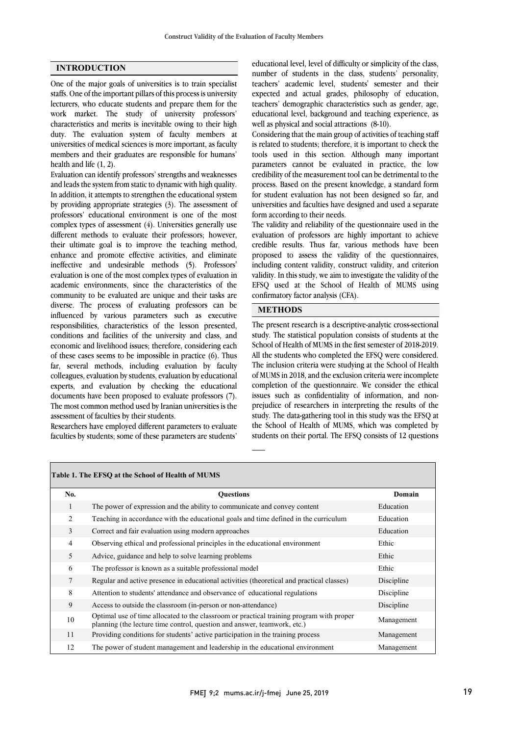## INTRODUCTION

One of the major goals of universities is to train specialist staffs. One of the important pillars of this process is university lecturers, who educate students and prepare them for the work market. The study of university professors' characteristics and merits is inevitable owing to their high duty. The evaluation system of faculty members at universities of medical sciences is more important, as faculty members and their graduates are responsible for humans' health and life (1, 2).

Evaluation can identify professors' strengths and weaknesses and leads the system from static to dynamic with high quality. In addition, it attempts to strengthen the educational system by providing appropriate strategies (3). The assessment of professors' educational environment is one of the most complex types of assessment (4). Universities generally use different methods to evaluate their professors; however, their ultimate goal is to improve the teaching method, enhance and promote effective activities, and eliminate ineffective and undesirable methods (5). Professors' evaluation is one of the most complex types of evaluation in academic environments, since the characteristics of the community to be evaluated are unique and their tasks are diverse. The process of evaluating professors can be influenced by various parameters such as executive responsibilities, characteristics of the lesson presented, conditions and facilities of the university and class, and economic and livelihood issues; therefore, considering each of these cases seems to be impossible in practice (6). Thus far, several methods, including evaluation by faculty colleagues, evaluation by students, evaluation by educational experts, and evaluation by checking the educational documents have been proposed to evaluate professors (7). The most common method used by Iranian universities is the assessment of faculties by their students.

Researchers have employed different parameters to evaluate faculties by students; some of these parameters are students' educational level, level of difficulty or simplicity of the class, number of students in the class, students' personality, teachers' academic level, students' semester and their expected and actual grades, philosophy of education, teachers' demographic characteristics such as gender, age, educational level, background and teaching experience, as well as physical and social attractions (8-10).

Considering that the main group of activities of teaching staff is related to students; therefore, it is important to check the tools used in this section. Although many important parameters cannot be evaluated in practice, the low credibility of the measurement tool can be detrimental to the process. Based on the present knowledge, a standard form for student evaluation has not been designed so far, and universities and faculties have designed and used a separate form according to their needs.

The validity and reliability of the questionnaire used in the evaluation of professors are highly important to achieve credible results. Thus far, various methods have been proposed to assess the validity of the questionnaires, including content validity, construct validity, and criterion validity. In this study, we aim to investigate the validity of the EFSQ used at the School of Health of MUMS using confirmatory factor analysis (CFA).

## METHODS

The present research is a descriptive-analytic cross-sectional study. The statistical population consists of students at the School of Health of MUMS in the first semester of 2018-2019. All the students who completed the EFSQ were considered. The inclusion criteria were studying at the School of Health of MUMS in 2018, and the exclusion criteria were incomplete completion of the questionnaire. We consider the ethical issues such as confidentiality of information, and non-prejudice of researchers in interpreting the results of the study. The data-gathering tool in this study was the EFSQ at the School of Health of MUMS, which was completed by students on their portal. The EFSQ consists of 12 questions

**Table 1. The EFSQ at the School of Health of MUMS**

| No. | Questions | Domain |
|---|---|---|
| 1 | The power of expression and the ability to communicate and convey content | Education |
| 2 | Teaching in accordance with the educational goals and time defined in the curriculum | Education |
| 3 | Correct and fair evaluation using modern approaches | Education |
| 4 | Observing ethical and professional principles in the educational environment | Ethic |
| 5 | Advice, guidance and help to solve learning problems | Ethic |
| 6 | The professor is known as a suitable professional model | Ethic |
| 7 | Regular and active presence in educational activities (theoretical and practical classes) | Discipline |
| 8 | Attention to students' attendance and observance of educational regulations | Discipline |
| 9 | Access to outside the classroom (in-person or non-attendance) | Discipline |
| 10 | Optimal use of time allocated to the classroom or practical training program with proper planning (the lecture time control, question and answer, teamwork, etc.) | Management |
| 11 | Providing conditions for students' active participation in the training process | Management |
| 12 | The power of student management and leadership in the educational environment | Management |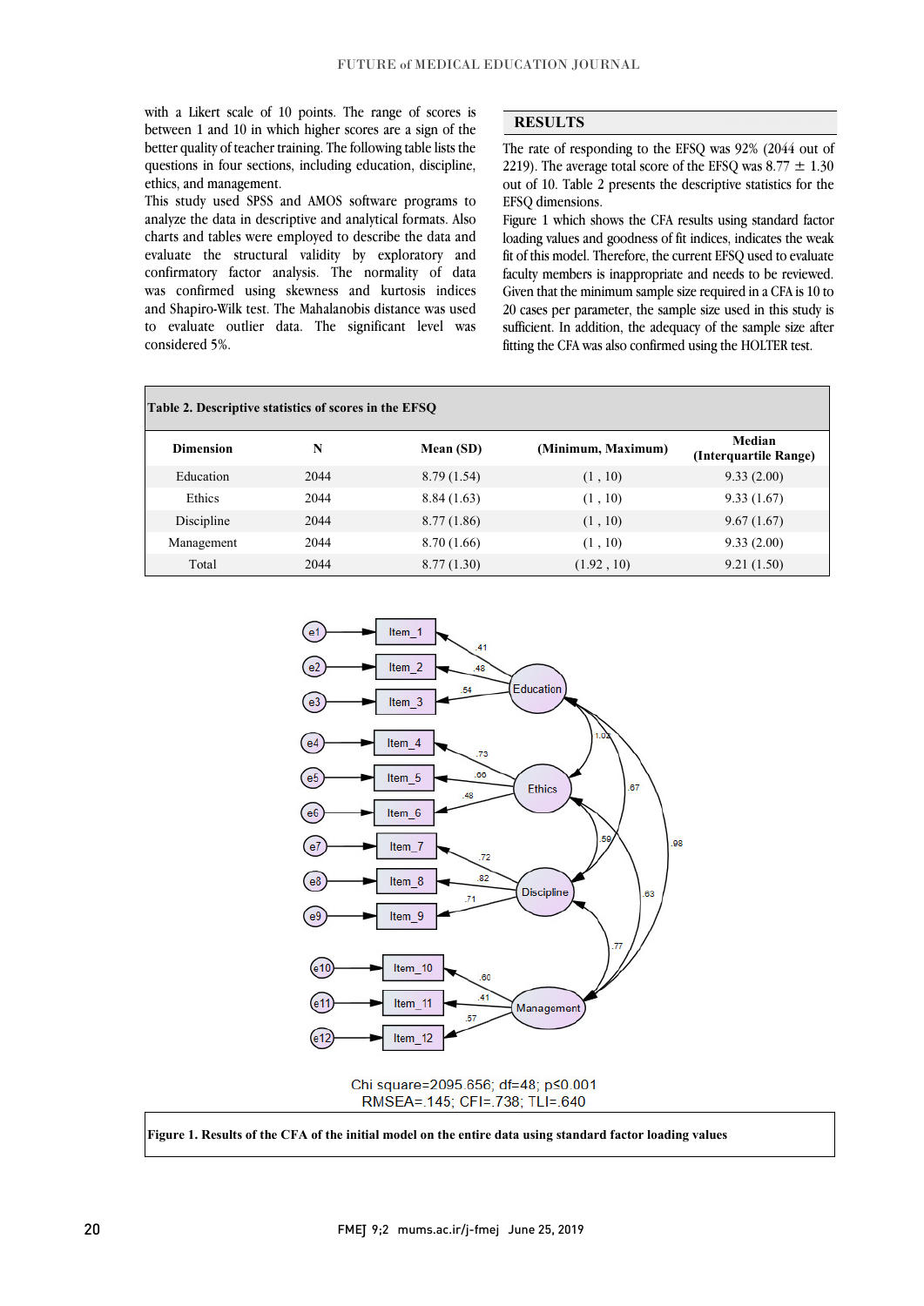with a Likert scale of 10 points. The range of scores is between 1 and 10 in which higher scores are a sign of the better quality of teacher training. The following table lists the questions in four sections, including education, discipline, ethics, and management.

This study used SPSS and AMOS software programs to analyze the data in descriptive and analytical formats. Also charts and tables were employed to describe the data and evaluate the structural validity by exploratory and confirmatory factor analysis. The normality of data was confirmed using skewness and kurtosis indices and Shapiro-Wilk test. The Mahalanobis distance was used to evaluate outlier data. The significant level was considered 5%.

## RESULTS

The rate of responding to the EFSQ was 92% (2044 out of 2219). The average total score of the EFSQ was 8.77 ± 1.30 out of 10. Table 2 presents the descriptive statistics for the EFSQ dimensions.

Figure 1 which shows the CFA results using standard factor loading values and goodness of fit indices, indicates the weak fit of this model. Therefore, the current EFSQ used to evaluate faculty members is inappropriate and needs to be reviewed. Given that the minimum sample size required in a CFA is 10 to 20 cases per parameter, the sample size used in this study is sufficient. In addition, the adequacy of the sample size after fitting the CFA was also confirmed using the HOLTER test.

**Table 2. Descriptive statistics of scores in the EFSQ**

| Dimension | N | Mean (SD) | (Minimum, Maximum) | Median (Interquartile Range) |
|---|---|---|---|---|
| Education | 2044 | 8.79 (1.54) | (1 , 10) | 9.33 (2.00) |
| Ethics | 2044 | 8.84 (1.63) | (1 , 10) | 9.33 (1.67) |
| Discipline | 2044 | 8.77 (1.86) | (1 , 10) | 9.67 (1.67) |
| Management | 2044 | 8.70 (1.66) | (1 , 10) | 9.33 (2.00) |
| Total | 2044 | 8.77 (1.30) | (1.92 , 10) | 9.21 (1.50) |

e1 e2 e3 e4 e5 e6 e7 e8 e9 e10 e11 e12

Item_1 Item_2 Item_3 Item_4 Item_5 Item_6 Item_7 Item_8 Item_9 Item_10 Item_11 Item_12

Education: .41 .48 .54

Ethics: .73 .66 .48

Discipline: .72 .82 .71

Management: .60 .41 .57

1.02 .67 .98 .59 .63 .77

Chi square=2095.656; df=48; p≤0.001

RMSEA=.145; CFI=.738; TLI=.640

**Figure 1. Results of the CFA of the initial model on the entire data using standard factor loading values**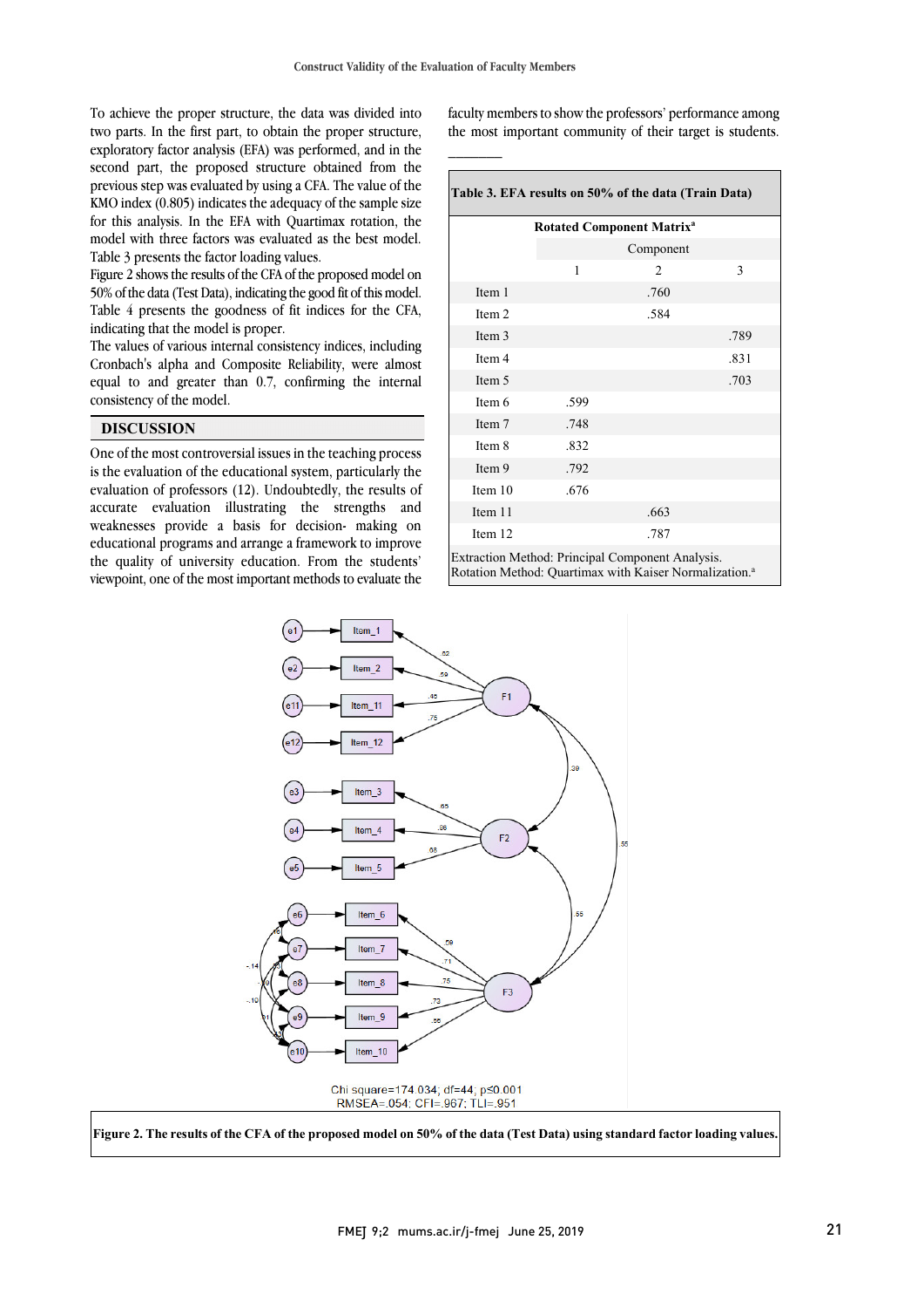To achieve the proper structure, the data was divided into two parts. In the first part, to obtain the proper structure, exploratory factor analysis (EFA) was performed, and in the second part, the proposed structure obtained from the previous step was evaluated by using a CFA. The value of the KMO index (0.805) indicates the adequacy of the sample size for this analysis. In the EFA with Quartimax rotation, the model with three factors was evaluated as the best model. Table 3 presents the factor loading values.

Figure 2 shows the results of the CFA of the proposed model on 50% of the data (Test Data), indicating the good fit of this model. Table 4 presents the goodness of fit indices for the CFA, indicating that the model is proper.

The values of various internal consistency indices, including Cronbach's alpha and Composite Reliability, were almost equal to and greater than 0.7, confirming the internal consistency of the model.

## DISCUSSION

One of the most controversial issues in the teaching process is the evaluation of the educational system, particularly the evaluation of professors (12). Undoubtedly, the results of accurate evaluation illustrating the strengths and weaknesses provide a basis for decision- making on educational programs and arrange a framework to improve the quality of university education. From the students' viewpoint, one of the most important methods to evaluate the faculty members to show the professors' performance among the most important community of their target is students.

**Table 3. EFA results on 50% of the data (Train Data)**

| | Rotated Component Matrix[a] | | |
|---|---|---|---|
| | Component | | |
| | 1 | 2 | 3 |
| Item 1 | | .760 | |
| Item 2 | | .584 | |
| Item 3 | | | .789 |
| Item 4 | | | .831 |
| Item 5 | | | .703 |
| Item 6 | .599 | | |
| Item 7 | .748 | | |
| Item 8 | .832 | | |
| Item 9 | .792 | | |
| Item 10 | .676 | | |
| Item 11 | | .663 | |
| Item 12 | | .787 | |

Extraction Method: Principal Component Analysis.
Rotation Method: Quartimax with Kaiser Normalization.[a]

Chi square=174.034; df=44; p≤0.001
RMSEA=.054; CFI=.967; TLI=.951

**Figure 2. The results of the CFA of the proposed model on 50% of the data (Test Data) using standard factor loading values.**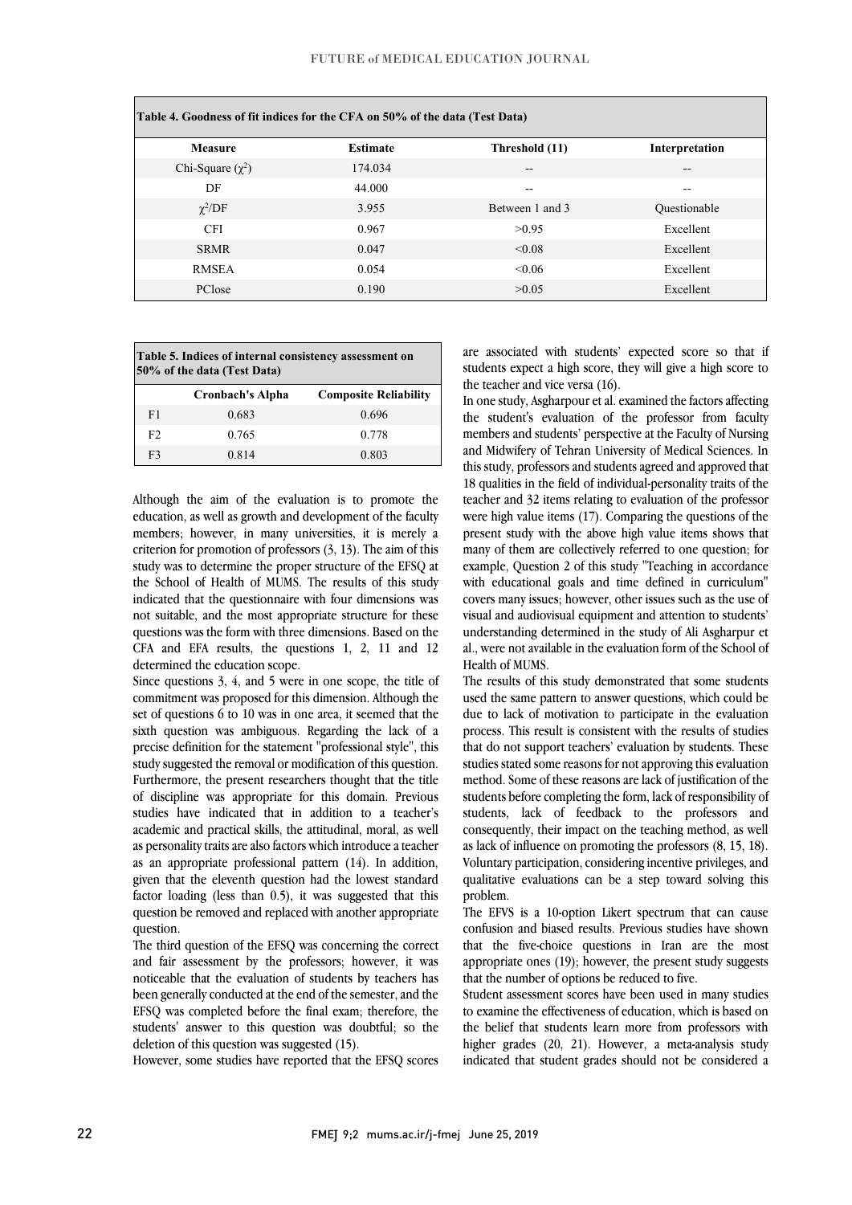**Table 4. Goodness of fit indices for the CFA on 50% of the data (Test Data)**

| Measure | Estimate | Threshold (11) | Interpretation |
|---|---|---|---|
| Chi-Square ($\chi^2$) | 174.034 | -- | -- |
| DF | 44.000 | -- | -- |
| $\chi^2$/DF | 3.955 | Between 1 and 3 | Questionable |
| CFI | 0.967 | >0.95 | Excellent |
| SRMR | 0.047 | <0.08 | Excellent |
| RMSEA | 0.054 | <0.06 | Excellent |
| PClose | 0.190 | >0.05 | Excellent |

**Table 5. Indices of internal consistency assessment on 50% of the data (Test Data)**

| | Cronbach's Alpha | Composite Reliability |
|---|---|---|
| F1 | 0.683 | 0.696 |
| F2 | 0.765 | 0.778 |
| F3 | 0.814 | 0.803 |

Although the aim of the evaluation is to promote the education, as well as growth and development of the faculty members; however, in many universities, it is merely a criterion for promotion of professors (3, 13). The aim of this study was to determine the proper structure of the EFSQ at the School of Health of MUMS. The results of this study indicated that the questionnaire with four dimensions was not suitable, and the most appropriate structure for these questions was the form with three dimensions. Based on the CFA and EFA results, the questions 1, 2, 11 and 12 determined the education scope.

Since questions 3, 4, and 5 were in one scope, the title of commitment was proposed for this dimension. Although the set of questions 6 to 10 was in one area, it seemed that the sixth question was ambiguous. Regarding the lack of a precise definition for the statement "professional style", this study suggested the removal or modification of this question. Furthermore, the present researchers thought that the title of discipline was appropriate for this domain. Previous studies have indicated that in addition to a teacher's academic and practical skills, the attitudinal, moral, as well as personality traits are also factors which introduce a teacher as an appropriate professional pattern (14). In addition, given that the eleventh question had the lowest standard factor loading (less than 0.5), it was suggested that this question be removed and replaced with another appropriate question.

The third question of the EFSQ was concerning the correct and fair assessment by the professors; however, it was noticeable that the evaluation of students by teachers has been generally conducted at the end of the semester, and the EFSQ was completed before the final exam; therefore, the students' answer to this question was doubtful; so the deletion of this question was suggested (15).

However, some studies have reported that the EFSQ scores are associated with students' expected score so that if students expect a high score, they will give a high score to the teacher and vice versa (16).

In one study, Asgharpour et al. examined the factors affecting the student's evaluation of the professor from faculty members and students' perspective at the Faculty of Nursing and Midwifery of Tehran University of Medical Sciences. In this study, professors and students agreed and approved that 18 qualities in the field of individual-personality traits of the teacher and 32 items relating to evaluation of the professor were high value items (17). Comparing the questions of the present study with the above high value items shows that many of them are collectively referred to one question; for example, Question 2 of this study "Teaching in accordance with educational goals and time defined in curriculum" covers many issues; however, other issues such as the use of visual and audiovisual equipment and attention to students' understanding determined in the study of Ali Asgharpur et al., were not available in the evaluation form of the School of Health of MUMS.

The results of this study demonstrated that some students used the same pattern to answer questions, which could be due to lack of motivation to participate in the evaluation process. This result is consistent with the results of studies that do not support teachers' evaluation by students. These studies stated some reasons for not approving this evaluation method. Some of these reasons are lack of justification of the students before completing the form, lack of responsibility of students, lack of feedback to the professors and consequently, their impact on the teaching method, as well as lack of influence on promoting the professors (8, 15, 18). Voluntary participation, considering incentive privileges, and qualitative evaluations can be a step toward solving this problem.

The EFVS is a 10-option Likert spectrum that can cause confusion and biased results. Previous studies have shown that the five-choice questions in Iran are the most appropriate ones (19); however, the present study suggests that the number of options be reduced to five.

Student assessment scores have been used in many studies to examine the effectiveness of education, which is based on the belief that students learn more from professors with higher grades (20, 21). However, a meta-analysis study indicated that student grades should not be considered a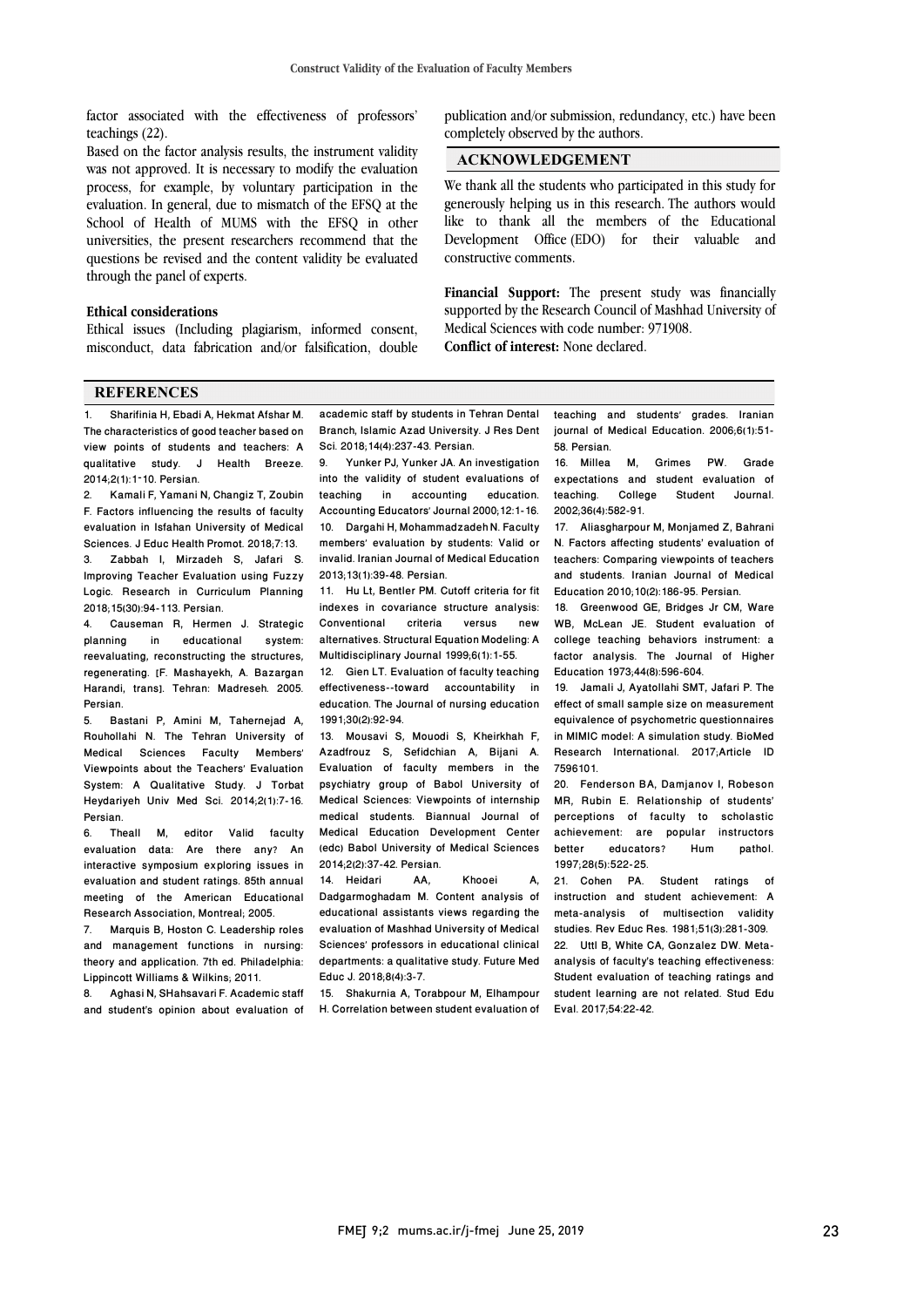factor associated with the effectiveness of professors' teachings (22).

Based on the factor analysis results, the instrument validity was not approved. It is necessary to modify the evaluation process, for example, by voluntary participation in the evaluation. In general, due to mismatch of the EFSQ at the School of Health of MUMS with the EFSQ in other universities, the present researchers recommend that the questions be revised and the content validity be evaluated through the panel of experts.

### Ethical considerations

Ethical issues (Including plagiarism, informed consent, misconduct, data fabrication and/or falsification, double publication and/or submission, redundancy, etc.) have been completely observed by the authors.

## ACKNOWLEDGEMENT

We thank all the students who participated in this study for generously helping us in this research. The authors would like to thank all the members of the Educational Development Office (EDO) for their valuable and constructive comments.

**Financial Support:** The present study was financially supported by the Research Council of Mashhad University of Medical Sciences with code number: 971908.

**Conflict of interest:** None declared.

## REFERENCES

1. Sharifinia H, Ebadi A, Hekmat Afshar M. The characteristics of good teacher based on view points of students and teachers: A qualitative study. J Health Breeze. 2014;2(1):1-10. Persian.
2. Kamali F, Yamani N, Changiz T, Zoubin F. Factors influencing the results of faculty evaluation in Isfahan University of Medical Sciences. J Educ Health Promot. 2018;7:13.
3. Zabbah I, Mirzadeh S, Jafari S. Improving Teacher Evaluation using Fuzzy Logic. Research in Curriculum Planning 2018;15(30):94-113. Persian.
4. Causeman R, Hermen J. Strategic planning in educational system: reevaluating, reconstructing the structures, regenerating. [F. Mashayekh, A. Bazargan Harandi, trans]. Tehran: Madreseh. 2005. Persian.
5. Bastani P, Amini M, Tahernejad A, Rouhollahi N. The Tehran University of Medical Sciences Faculty Members' Viewpoints about the Teachers' Evaluation System: A Qualitative Study. J Torbat Heydariyeh Univ Med Sci. 2014;2(1):7-16. Persian.
6. Theall M, editor Valid faculty evaluation data: Are there any? An interactive symposium exploring issues in evaluation and student ratings. 85th annual meeting of the American Educational Research Association, Montreal; 2005.
7. Marquis B, Hoston C. Leadership roles and management functions in nursing: theory and application. 7th ed. Philadelphia: Lippincott Williams & Wilkins; 2011.
8. Aghasi N, SHahsavari F. Academic staff and student's opinion about evaluation of academic staff by students in Tehran Dental Branch, Islamic Azad University. J Res Dent Sci. 2018;14(4):237-43. Persian.
9. Yunker PJ, Yunker JA. An investigation into the validity of student evaluations of teaching in accounting education. Accounting Educators' Journal 2000;12:1-16.
10. Dargahi H, Mohammadzadeh N. Faculty members' evaluation by students: Valid or invalid. Iranian Journal of Medical Education 2013;13(1):39-48. Persian.
11. Hu Lt, Bentler PM. Cutoff criteria for fit indexes in covariance structure analysis: Conventional criteria versus new alternatives. Structural Equation Modeling: A Multidisciplinary Journal 1999;6(1):1-55.
12. Gien LT. Evaluation of faculty teaching effectiveness--toward accountability in education. The Journal of nursing education 1991;30(2):92-94.
13. Mousavi S, Mouodi S, Kheirkhah F, Azadfrouz S, Sefidchian A, Bijani A. Evaluation of faculty members in the psychiatry group of Babol University of Medical Sciences: Viewpoints of internship medical students. Biannual Journal of Medical Education Development Center (edc) Babol University of Medical Sciences 2014;2(2):37-42. Persian.
14. Heidari AA, Khooei A, Dadgarmoghadam M. Content analysis of educational assistants views regarding the evaluation of Mashhad University of Medical Sciences' professors in educational clinical departments: a qualitative study. Future Med Educ J. 2018;8(4):3-7.
15. Shakurnia A, Torabpour M, Elhampour H. Correlation between student evaluation of teaching and students' grades. Iranian journal of Medical Education. 2006;6(1):51-58. Persian.
16. Millea M, Grimes PW. Grade expectations and student evaluation of teaching. College Student Journal. 2002;36(4):582-91.
17. Aliasgharpour M, Monjamed Z, Bahrani N. Factors affecting students' evaluation of teachers: Comparing viewpoints of teachers and students. Iranian Journal of Medical Education 2010;10(2):186-95. Persian.
18. Greenwood GE, Bridges Jr CM, Ware WB, McLean JE. Student evaluation of college teaching behaviors instrument: a factor analysis. The Journal of Higher Education 1973;44(8):596-604.
19. Jamali J, Ayatollahi SMT, Jafari P. The effect of small sample size on measurement equivalence of psychometric questionnaires in MIMIC model: A simulation study. BioMed Research International. 2017;Article ID 7596101.
20. Fenderson BA, Damjanov I, Robeson MR, Rubin E. Relationship of students' perceptions of faculty to scholastic achievement: are popular instructors better educators? Hum pathol. 1997;28(5):522-25.
21. Cohen PA. Student ratings of instruction and student achievement: A meta-analysis of multisection validity studies. Rev Educ Res. 1981;51(3):281-309.
22. Uttl B, White CA, Gonzalez DW. Meta-analysis of faculty's teaching effectiveness: Student evaluation of teaching ratings and student learning are not related. Stud Edu Eval. 2017;54:22-42.